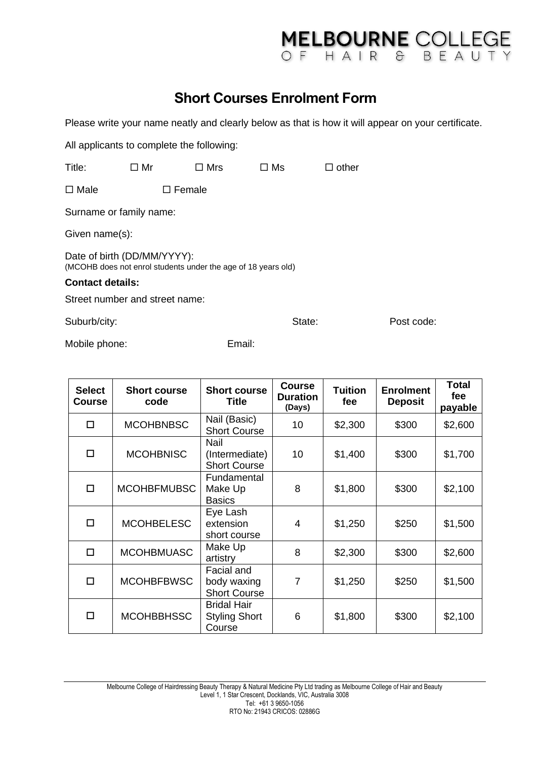MELBOURNE COLLEGE
OF HAIR & BEAUTY

# Short Courses Enrolment Form

Please write your name neatly and clearly below as that is how it will appear on your certificate.

All applicants to complete the following:

Title: ☐ Mr ☐ Mrs ☐ Ms ☐ other

☐ Male ☐ Female

Surname or family name:

Given name(s):

Date of birth (DD/MM/YYYY):
(MCOHB does not enrol students under the age of 18 years old)

**Contact details:**

Street number and street name:

Suburb/city: State: Post code:

Mobile phone: Email:

| Select Course | Short course code | Short course Title | Course Duration (Days) | Tuition fee | Enrolment Deposit | Total fee payable |
|---|---|---|---|---|---|---|
| ☐ | MCOHBNBSC | Nail (Basic) Short Course | 10 | $2,300 | $300 | $2,600 |
| ☐ | MCOHBNISC | Nail (Intermediate) Short Course | 10 | $1,400 | $300 | $1,700 |
| ☐ | MCOHBFMUBSC | Fundamental Make Up Basics | 8 | $1,800 | $300 | $2,100 |
| ☐ | MCOHBELESC | Eye Lash extension short course | 4 | $1,250 | $250 | $1,500 |
| ☐ | MCOHBMUASC | Make Up artistry | 8 | $2,300 | $300 | $2,600 |
| ☐ | MCOHBFBWSC | Facial and body waxing Short Course | 7 | $1,250 | $250 | $1,500 |
| ☐ | MCOHBBHSSC | Bridal Hair Styling Short Course | 6 | $1,800 | $300 | $2,100 |

Melbourne College of Hairdressing Beauty Therapy & Natural Medicine Pty Ltd trading as Melbourne College of Hair and Beauty
Level 1, 1 Star Crescent, Docklands, VIC, Australia 3008
Tel: +61 3 9650-1056
RTO No: 21943 CRICOS: 02886G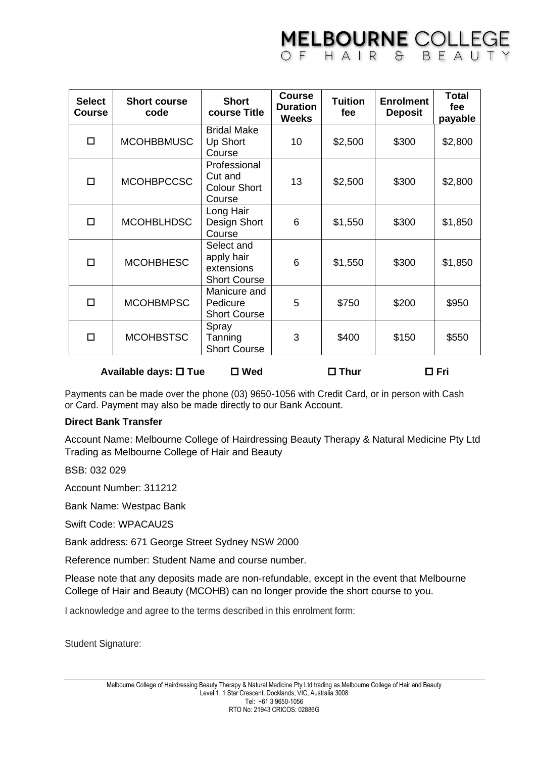# MELBOURNE COLLEGE OF HAIR & BEAUTY

| Select Course | Short course code | Short course Title | Course Duration Weeks | Tuition fee | Enrolment Deposit | Total fee payable |
|---|---|---|---|---|---|---|
| ☐ | MCOHBBMUSC | Bridal Make Up Short Course | 10 | $2,500 | $300 | $2,800 |
| ☐ | MCOHBPCCSC | Professional Cut and Colour Short Course | 13 | $2,500 | $300 | $2,800 |
| ☐ | MCOHBLHDSC | Long Hair Design Short Course | 6 | $1,550 | $300 | $1,850 |
| ☐ | MCOHBHESC | Select and apply hair extensions Short Course | 6 | $1,550 | $300 | $1,850 |
| ☐ | MCOHBMPSC | Manicure and Pedicure Short Course | 5 | $750 | $200 | $950 |
| ☐ | MCOHBSTSC | Spray Tanning Short Course | 3 | $400 | $150 | $550 |

**Available days: ☐ Tue ☐ Wed ☐ Thur ☐ Fri**

Payments can be made over the phone (03) 9650-1056 with Credit Card, or in person with Cash or Card. Payment may also be made directly to our Bank Account.

**Direct Bank Transfer**

Account Name: Melbourne College of Hairdressing Beauty Therapy & Natural Medicine Pty Ltd Trading as Melbourne College of Hair and Beauty

BSB: 032 029

Account Number: 311212

Bank Name: Westpac Bank

Swift Code: WPACAU2S

Bank address: 671 George Street Sydney NSW 2000

Reference number: Student Name and course number.

Please note that any deposits made are non-refundable, except in the event that Melbourne College of Hair and Beauty (MCOHB) can no longer provide the short course to you.

I acknowledge and agree to the terms described in this enrolment form:

Student Signature:

Melbourne College of Hairdressing Beauty Therapy & Natural Medicine Pty Ltd trading as Melbourne College of Hair and Beauty
Level 1, 1 Star Crescent, Docklands, VIC, Australia 3008
Tel: +61 3 9650-1056
RTO No: 21943 CRICOS: 02886G